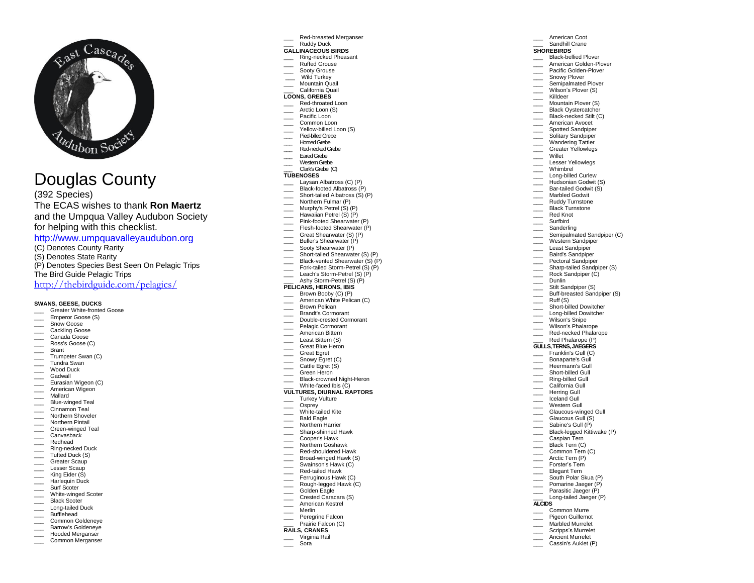# Douglas County

(392 Species)

The ECAS wishes to thank **Ron Maertz** and the Umpqua Valley Audubon Society for helping with this checklist.

http://www.umpquavalleyaudubon.org

(C) Denotes County Rarity
(S) Denotes State Rarity
(P) Denotes Species Best Seen On Pelagic Trips
The Bird Guide Pelagic Trips
http://thebirdguide.com/pelagics/

**SWANS, GEESE, DUCKS**

___ Greater White-fronted Goose
___ Emperor Goose (S)
___ Snow Goose
___ Cackling Goose
___ Canada Goose
___ Ross's Goose (C)
___ Brant
___ Trumpeter Swan (C)
___ Tundra Swan
___ Wood Duck
___ Gadwall
___ Eurasian Wigeon (C)
___ American Wigeon
___ Mallard
___ Blue-winged Teal
___ Cinnamon Teal
___ Northern Shoveler
___ Northern Pintail
___ Green-winged Teal
___ Canvasback
___ Redhead
___ Ring-necked Duck
___ Tufted Duck (S)
___ Greater Scaup
___ Lesser Scaup
___ King Eider (S)
___ Harlequin Duck
___ Surf Scoter
___ White-winged Scoter
___ Black Scoter
___ Long-tailed Duck
___ Bufflehead
___ Common Goldeneye
___ Barrow's Goldeneye
___ Hooded Merganser
___ Common Merganser
___ Red-breasted Merganser
___ Ruddy Duck

**GALLINACEOUS BIRDS**

___ Ring-necked Pheasant
___ Ruffed Grouse
___ Sooty Grouse
___ Wild Turkey
___ Mountain Quail
___ California Quail

**LOONS, GREBES**

___ Red-throated Loon
___ Arctic Loon (S)
___ Pacific Loon
___ Common Loon
___ Yellow-billed Loon (S)
___ Pied-billed Grebe
___ Horned Grebe
___ Red-necked Grebe
___ Eared Grebe
___ Western Grebe
___ Clark's Grebe (C)

**TUBENOSES**

___ Laysan Albatross (C) (P)
___ Black-footed Albatross (P)
___ Short-tailed Albatross (S) (P)
___ Northern Fulmar (P)
___ Murphy's Petrel (S) (P)
___ Hawaiian Petrel (S) (P)
___ Pink-footed Shearwater (P)
___ Flesh-footed Shearwater (P)
___ Great Shearwater (S) (P)
___ Buller's Shearwater (P)
___ Sooty Shearwater (P)
___ Short-tailed Shearwater (S) (P)
___ Black-vented Shearwater (S) (P)
___ Fork-tailed Storm-Petrel (S) (P)
___ Leach's Storm-Petrel (S) (P)
___ Ashy Storm-Petrel (S) (P)

**PELICANS, HERONS, IBIS**

___ Brown Booby (C) (P)
___ American White Pelican (C)
___ Brown Pelican
___ Brandt's Cormorant
___ Double-crested Cormorant
___ Pelagic Cormorant
___ American Bittern
___ Least Bittern (S)
___ Great Blue Heron
___ Great Egret
___ Snowy Egret (C)
___ Cattle Egret (S)
___ Green Heron
___ Black-crowned Night-Heron
___ White-faced Ibis (C)

**VULTURES, DIURNAL RAPTORS**

___ Turkey Vulture
___ Osprey
___ White-tailed Kite
___ Bald Eagle
___ Northern Harrier
___ Sharp-shinned Hawk
___ Cooper's Hawk
___ Northern Goshawk
___ Red-shouldered Hawk
___ Broad-winged Hawk (S)
___ Swainson's Hawk (C)
___ Red-tailed Hawk
___ Ferruginous Hawk (C)
___ Rough-legged Hawk (C)
___ Golden Eagle
___ Crested Caracara (S)
___ American Kestrel
___ Merlin
___ Peregrine Falcon
___ Prairie Falcon (C)

**RAILS, CRANES**

___ Virginia Rail
___ Sora
___ American Coot
___ Sandhill Crane

**SHOREBIRDS**

___ Black-bellied Plover
___ American Golden-Plover
___ Pacific Golden-Plover
___ Snowy Plover
___ Semipalmated Plover
___ Wilson's Plover (S)
___ Killdeer
___ Mountain Plover (S)
___ Black Oystercatcher
___ Black-necked Stilt (C)
___ American Avocet
___ Spotted Sandpiper
___ Solitary Sandpiper
___ Wandering Tattler
___ Greater Yellowlegs
___ Willet
___ Lesser Yellowlegs
___ Whimbrel
___ Long-billed Curlew
___ Hudsonian Godwit (S)
___ Bar-tailed Godwit (S)
___ Marbled Godwit
___ Ruddy Turnstone
___ Black Turnstone
___ Red Knot
___ Surfbird
___ Sanderling
___ Semipalmated Sandpiper (C)
___ Western Sandpiper
___ Least Sandpiper
___ Baird's Sandpiper
___ Pectoral Sandpiper
___ Sharp-tailed Sandpiper (S)
___ Rock Sandpiper (C)
___ Dunlin
___ Stilt Sandpiper (S)
___ Buff-breasted Sandpiper (S)
___ Ruff (S)
___ Short-billed Dowitcher
___ Long-billed Dowitcher
___ Wilson's Snipe
___ Wilson's Phalarope
___ Red-necked Phalarope
___ Red Phalarope (P)

**GULLS, TERNS, JAEGERS**

___ Franklin's Gull (C)
___ Bonaparte's Gull
___ Heermann's Gull
___ Short-billed Gull
___ Ring-billed Gull
___ California Gull
___ Herring Gull
___ Iceland Gull
___ Western Gull
___ Glaucous-winged Gull
___ Glaucous Gull (S)
___ Sabine's Gull (P)
___ Black-legged Kittiwake (P)
___ Caspian Tern
___ Black Tern (C)
___ Common Tern (C)
___ Arctic Tern (P)
___ Forster's Tern
___ Elegant Tern
___ South Polar Skua (P)
___ Pomarine Jaeger (P)
___ Parasitic Jaeger (P)
___ Long-tailed Jaeger (P)

**ALCIDS**

___ Common Murre
___ Pigeon Guillemot
___ Marbled Murrelet
___ Scripps's Murrelet
___ Ancient Murrelet
___ Cassin's Auklet (P)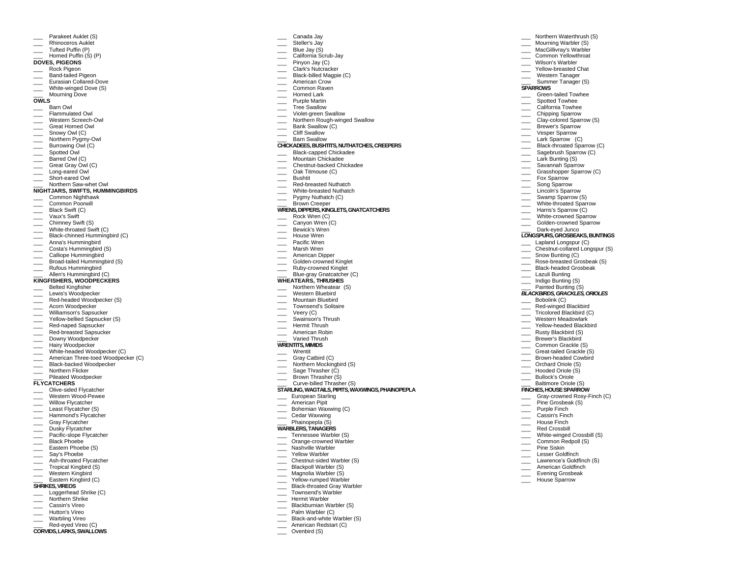- ___ Parakeet Auklet (S)
- ___ Rhinoceros Auklet
- ___ Tufted Puffin (P)
- ___ Horned Puffin (S) (P)

**DOVES, PIGEONS**

- ___ Rock Pigeon
- ___ Band-tailed Pigeon
- ___ Eurasian Collared-Dove
- ___ White-winged Dove (S)
- ___ Mourning Dove

**OWLS**

- ___ Barn Owl
- ___ Flammulated Owl
- ___ Western Screech-Owl
- ___ Great Horned Owl
- ___ Snowy Owl (C)
- ___ Northern Pygmy-Owl
- ___ Burrowing Owl (C)
- ___ Spotted Owl
- ___ Barred Owl (C)
- ___ Great Gray Owl (C)
- ___ Long-eared Owl
- ___ Short-eared Owl
- ___ Northern Saw-whet Owl

**NIGHTJARS, SWIFTS, HUMMINGBIRDS**

- ___ Common Nighthawk
- ___ Common Poorwill
- ___ Black Swift (C)
- ___ Vaux's Swift
- ___ Chimney Swift (S)
- ___ White-throated Swift (C)
- ___ Black-chinned Hummingbird (C)
- ___ Anna's Hummingbird
- ___ Costa's Hummingbird (S)
- ___ Calliope Hummingbird
- ___ Broad-tailed Hummingbird (S)
- ___ Rufous Hummingbird
- ___ Allen's Hummingbird (C)

**KINGFISHERS, WOODPECKERS**

- ___ Belted Kingfisher
- ___ Lewis's Woodpecker
- ___ Red-headed Woodpecker (S)
- ___ Acorn Woodpecker
- ___ Williamson's Sapsucker
- ___ Yellow-bellied Sapsucker (S)
- ___ Red-naped Sapsucker
- ___ Red-breasted Sapsucker
- ___ Downy Woodpecker
- ___ Hairy Woodpecker
- ___ White-headed Woodpecker (C)
- ___ American Three-toed Woodpecker (C)
- ___ Black-backed Woodpecker
- ___ Northern Flicker
- ___ Pileated Woodpecker

**FLYCATCHERS**

- ___ Olive-sided Flycatcher
- ___ Western Wood-Pewee
- ___ Willow Flycatcher
- ___ Least Flycatcher (S)
- ___ Hammond's Flycatcher
- ___ Gray Flycatcher
- ___ Dusky Flycatcher
- ___ Pacific-slope Flycatcher
- ___ Black Phoebe
- ___ Eastern Phoebe (S)
- ___ Say's Phoebe
- ___ Ash-throated Flycatcher
- ___ Tropical Kingbird (S)
- ___ Western Kingbird
- ___ Eastern Kingbird (C)

**SHRIKES, VIREOS**

- ___ Loggerhead Shrike (C)
- ___ Northern Shrike
- ___ Cassin's Vireo
- ___ Hutton's Vireo
- ___ Warbling Vireo
- ___ Red-eyed Vireo (C)

**CORVIDS, LARKS, SWALLOWS**

- ___ Canada Jay
- ___ Steller's Jay
- ___ Blue Jay (S)
- ___ California Scrub-Jay
- ___ Pinyon Jay (C)
- ___ Clark's Nutcracker
- ___ Black-billed Magpie (C)
- ___ American Crow
- ___ Common Raven
- ___ Horned Lark
- ___ Purple Martin
- ___ Tree Swallow
- ___ Violet-green Swallow
- ___ Northern Rough-winged Swallow
- ___ Bank Swallow (C)
- ___ Cliff Swallow
- ___ Barn Swallow

**CHICKADEES, BUSHTITS, NUTHATCHES, CREEPERS**

- ___ Black-capped Chickadee
- ___ Mountain Chickadee
- ___ Chestnut-backed Chickadee
- ___ Oak Titmouse (C)
- ___ Bushtit
- ___ Red-breasted Nuthatch
- ___ White-breasted Nuthatch
- ___ Pygmy Nuthatch (C)
- ___ Brown Creeper

**WRENS, DIPPERS, KINGLETS, GNATCATCHERS**

- ___ Rock Wren (C)
- ___ Canyon Wren (C)
- ___ Bewick's Wren
- ___ House Wren
- ___ Pacific Wren
- ___ Marsh Wren
- ___ American Dipper
- ___ Golden-crowned Kinglet
- ___ Ruby-crowned Kinglet
- ___ Blue-gray Gnatcatcher (C)

**WHEATEARS, THRUSHES**

- ___ Northern Wheatear (S)
- ___ Western Bluebird
- ___ Mountain Bluebird
- ___ Townsend's Solitaire
- ___ Veery (C)
- ___ Swainson's Thrush
- ___ Hermit Thrush
- ___ American Robin
- ___ Varied Thrush

**WRENTITS, MIMIDS**

- ___ Wrentit
- ___ Gray Catbird (C)
- ___ Northern Mockingbird (S)
- ___ Sage Thrasher (C)
- ___ Brown Thrasher (S)
- ___ Curve-billed Thrasher (S)

**STARLING, WAGTAILS, PIPITS, WAXWINGS, PHAINOPEPLA**

- ___ European Starling
- ___ American Pipit
- ___ Bohemian Waxwing (C)
- ___ Cedar Waxwing
- ___ Phainopepla (S)

**WARBLERS, TANAGERS**

- ___ Tennessee Warbler (S)
- ___ Orange-crowned Warbler
- ___ Nashville Warbler
- ___ Yellow Warbler
- ___ Chestnut-sided Warbler (S)
- ___ Blackpoll Warbler (S)
- ___ Magnolia Warbler (S)
- ___ Yellow-rumped Warbler
- ___ Black-throated Gray Warbler
- ___ Townsend's Warbler
- ___ Hermit Warbler
- ___ Blackburnian Warbler (S)
- ___ Palm Warbler (C)
- ___ Black-and-white Warbler (S)
- ___ American Redstart (C)
- ___ Ovenbird (S)
- ___ Northern Waterthrush (S)
- ___ Mourning Warbler (S)
- ___ MacGillivray's Warbler
- ___ Common Yellowthroat
- ___ Wilson's Warbler
- ___ Yellow-breasted Chat
- ___ Western Tanager
- ___ Summer Tanager (S)

**SPARROWS**

- ___ Green-tailed Towhee
- ___ Spotted Towhee
- ___ California Towhee
- ___ Chipping Sparrow
- ___ Clay-colored Sparrow (S)
- ___ Brewer's Sparrow
- ___ Vesper Sparrow
- ___ Lark Sparrow (C)
- ___ Black-throated Sparrow (C)
- ___ Sagebrush Sparrow (C)
- ___ Lark Bunting (S)
- ___ Savannah Sparrow
- ___ Grasshopper Sparrow (C)
- ___ Fox Sparrow
- ___ Song Sparrow
- ___ Lincoln's Sparrow
- ___ Swamp Sparrow (S)
- ___ White-throated Sparrow
- ___ Harris's Sparrow (C)
- ___ White-crowned Sparrow
- ___ Golden-crowned Sparrow
- ___ Dark-eyed Junco

**LONGSPURS, GROSBEAKS, BUNTINGS**

- ___ Lapland Longspur (C)
- ___ Chestnut-collared Longspur (S)
- ___ Snow Bunting (C)
- ___ Rose-breasted Grosbeak (S)
- ___ Black-headed Grosbeak
- ___ Lazuli Bunting
- ___ Indigo Bunting (S)
- ___ Painted Bunting (S)

***BLACKBIRDS, GRACKLES, ORIOLES***

- ___ Bobolink (C)
- ___ Red-winged Blackbird
- ___ Tricolored Blackbird (C)
- ___ Western Meadowlark
- ___ Yellow-headed Blackbird
- ___ Rusty Blackbird (S)
- ___ Brewer's Blackbird
- ___ Common Grackle (S)
- ___ Great-tailed Grackle (S)
- ___ Brown-headed Cowbird
- ___ Orchard Oriole (S)
- ___ Hooded Oriole (S)
- ___ Bullock's Oriole
- ___ Baltimore Oriole (S)

**FINCHES, HOUSE SPARROW**

- ___ Gray-crowned Rosy-Finch (C)
- ___ Pine Grosbeak (S)
- ___ Purple Finch
- ___ Cassin's Finch
- ___ House Finch
- ___ Red Crossbill
- ___ White-winged Crossbill (S)
- ___ Common Redpoll (S)
- ___ Pine Siskin
- ___ Lesser Goldfinch
- ___ Lawrence's Goldfinch (S)
- ___ American Goldfinch
- ___ Evening Grosbeak
- ___ House Sparrow